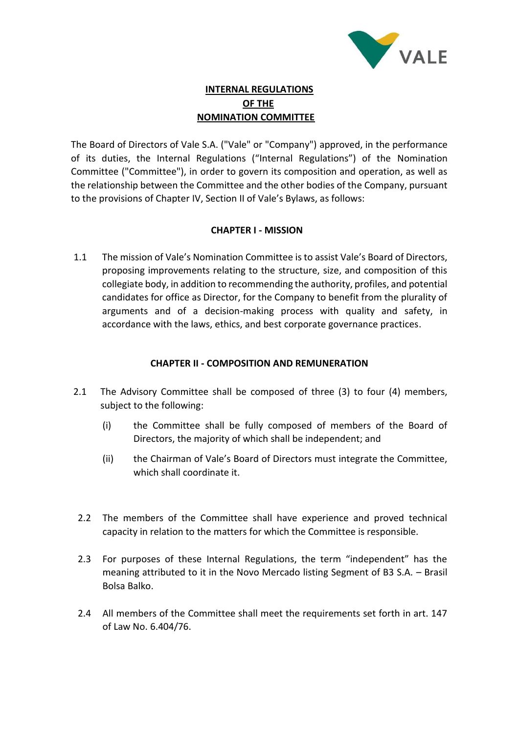# INTERNAL REGULATIONS OF THE NOMINATION COMMITTEE

The Board of Directors of Vale S.A. ("Vale" or "Company") approved, in the performance of its duties, the Internal Regulations ("Internal Regulations") of the Nomination Committee ("Committee"), in order to govern its composition and operation, as well as the relationship between the Committee and the other bodies of the Company, pursuant to the provisions of Chapter IV, Section II of Vale's Bylaws, as follows:

## CHAPTER I - MISSION

1.1 The mission of Vale's Nomination Committee is to assist Vale's Board of Directors, proposing improvements relating to the structure, size, and composition of this collegiate body, in addition to recommending the authority, profiles, and potential candidates for office as Director, for the Company to benefit from the plurality of arguments and of a decision-making process with quality and safety, in accordance with the laws, ethics, and best corporate governance practices.

## CHAPTER II - COMPOSITION AND REMUNERATION

2.1 The Advisory Committee shall be composed of three (3) to four (4) members, subject to the following:

(i) the Committee shall be fully composed of members of the Board of Directors, the majority of which shall be independent; and

(ii) the Chairman of Vale's Board of Directors must integrate the Committee, which shall coordinate it.

2.2 The members of the Committee shall have experience and proved technical capacity in relation to the matters for which the Committee is responsible.

2.3 For purposes of these Internal Regulations, the term "independent" has the meaning attributed to it in the Novo Mercado listing Segment of B3 S.A. – Brasil Bolsa Balko.

2.4 All members of the Committee shall meet the requirements set forth in art. 147 of Law No. 6.404/76.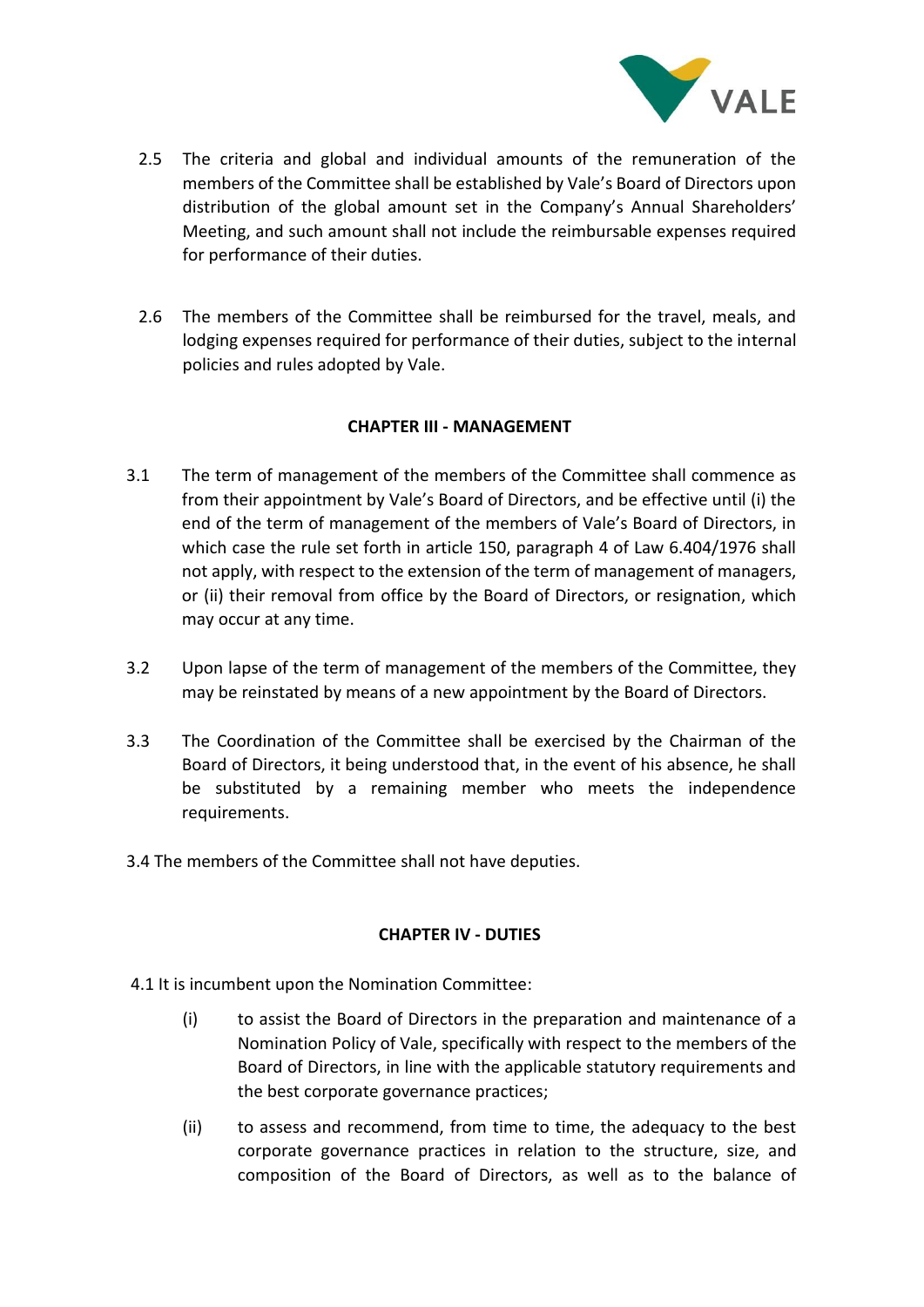2.5 The criteria and global and individual amounts of the remuneration of the members of the Committee shall be established by Vale's Board of Directors upon distribution of the global amount set in the Company's Annual Shareholders' Meeting, and such amount shall not include the reimbursable expenses required for performance of their duties.

2.6 The members of the Committee shall be reimbursed for the travel, meals, and lodging expenses required for performance of their duties, subject to the internal policies and rules adopted by Vale.

## CHAPTER III - MANAGEMENT

3.1 The term of management of the members of the Committee shall commence as from their appointment by Vale's Board of Directors, and be effective until (i) the end of the term of management of the members of Vale's Board of Directors, in which case the rule set forth in article 150, paragraph 4 of Law 6.404/1976 shall not apply, with respect to the extension of the term of management of managers, or (ii) their removal from office by the Board of Directors, or resignation, which may occur at any time.

3.2 Upon lapse of the term of management of the members of the Committee, they may be reinstated by means of a new appointment by the Board of Directors.

3.3 The Coordination of the Committee shall be exercised by the Chairman of the Board of Directors, it being understood that, in the event of his absence, he shall be substituted by a remaining member who meets the independence requirements.

3.4 The members of the Committee shall not have deputies.

## CHAPTER IV - DUTIES

4.1 It is incumbent upon the Nomination Committee:

(i) to assist the Board of Directors in the preparation and maintenance of a Nomination Policy of Vale, specifically with respect to the members of the Board of Directors, in line with the applicable statutory requirements and the best corporate governance practices;

(ii) to assess and recommend, from time to time, the adequacy to the best corporate governance practices in relation to the structure, size, and composition of the Board of Directors, as well as to the balance of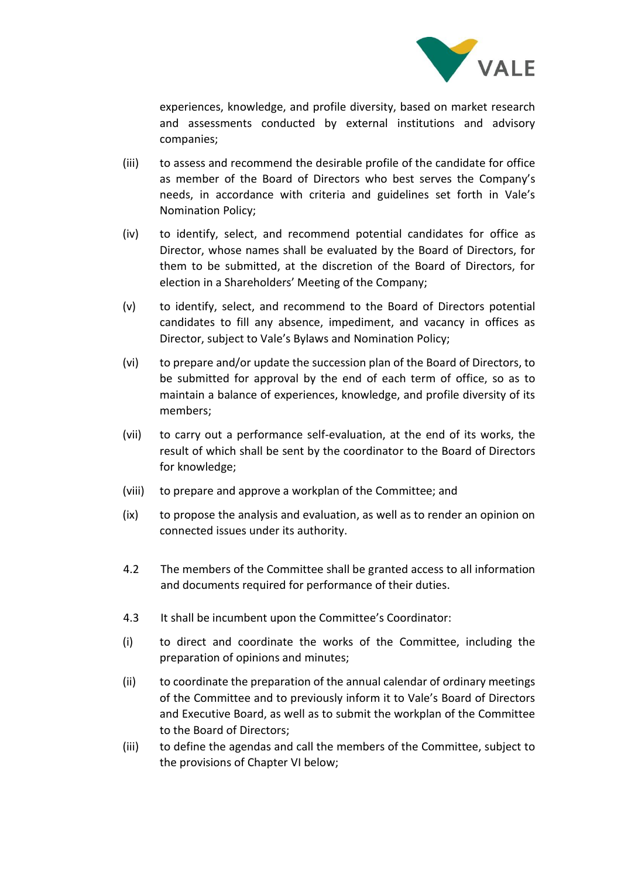experiences, knowledge, and profile diversity, based on market research and assessments conducted by external institutions and advisory companies;

(iii) to assess and recommend the desirable profile of the candidate for office as member of the Board of Directors who best serves the Company's needs, in accordance with criteria and guidelines set forth in Vale's Nomination Policy;

(iv) to identify, select, and recommend potential candidates for office as Director, whose names shall be evaluated by the Board of Directors, for them to be submitted, at the discretion of the Board of Directors, for election in a Shareholders' Meeting of the Company;

(v) to identify, select, and recommend to the Board of Directors potential candidates to fill any absence, impediment, and vacancy in offices as Director, subject to Vale's Bylaws and Nomination Policy;

(vi) to prepare and/or update the succession plan of the Board of Directors, to be submitted for approval by the end of each term of office, so as to maintain a balance of experiences, knowledge, and profile diversity of its members;

(vii) to carry out a performance self-evaluation, at the end of its works, the result of which shall be sent by the coordinator to the Board of Directors for knowledge;

(viii) to prepare and approve a workplan of the Committee; and

(ix) to propose the analysis and evaluation, as well as to render an opinion on connected issues under its authority.

4.2 The members of the Committee shall be granted access to all information and documents required for performance of their duties.

4.3 It shall be incumbent upon the Committee's Coordinator:

(i) to direct and coordinate the works of the Committee, including the preparation of opinions and minutes;

(ii) to coordinate the preparation of the annual calendar of ordinary meetings of the Committee and to previously inform it to Vale's Board of Directors and Executive Board, as well as to submit the workplan of the Committee to the Board of Directors;

(iii) to define the agendas and call the members of the Committee, subject to the provisions of Chapter VI below;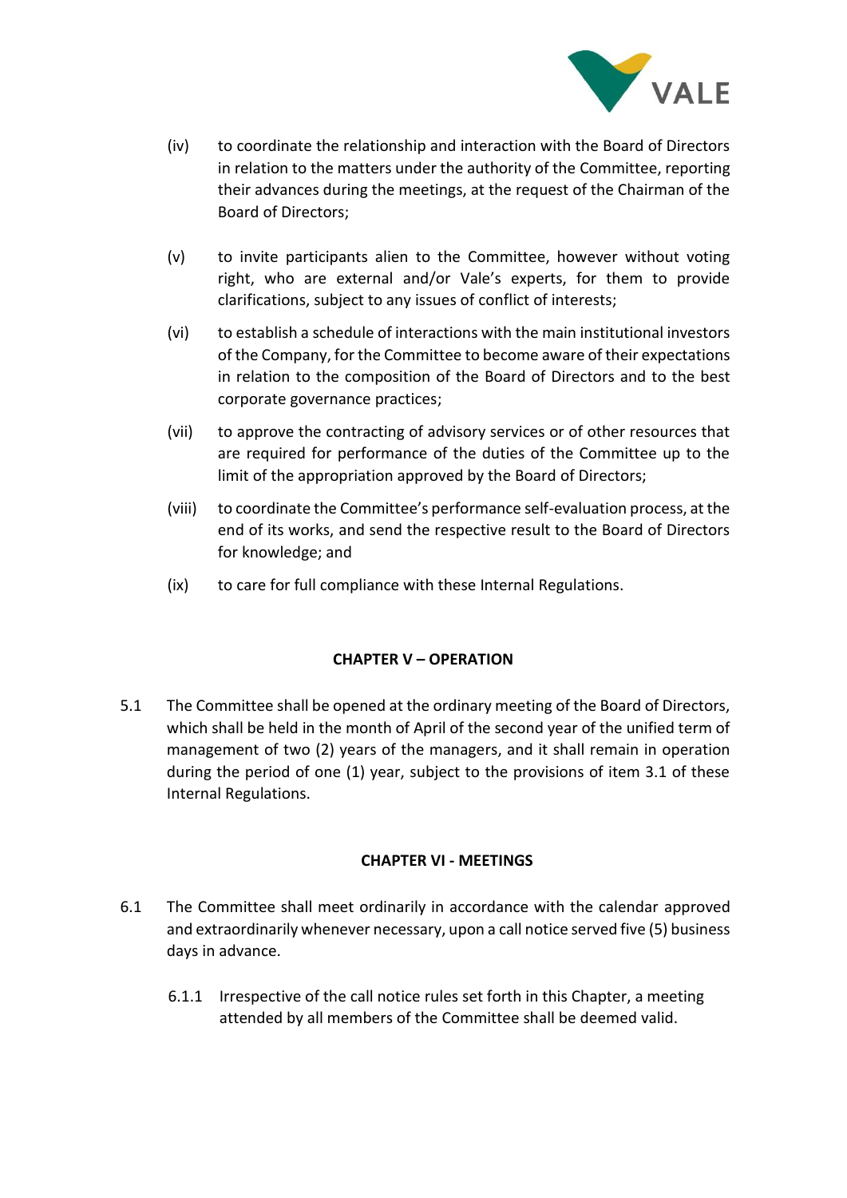(iv) to coordinate the relationship and interaction with the Board of Directors in relation to the matters under the authority of the Committee, reporting their advances during the meetings, at the request of the Chairman of the Board of Directors;

(v) to invite participants alien to the Committee, however without voting right, who are external and/or Vale's experts, for them to provide clarifications, subject to any issues of conflict of interests;

(vi) to establish a schedule of interactions with the main institutional investors of the Company, for the Committee to become aware of their expectations in relation to the composition of the Board of Directors and to the best corporate governance practices;

(vii) to approve the contracting of advisory services or of other resources that are required for performance of the duties of the Committee up to the limit of the appropriation approved by the Board of Directors;

(viii) to coordinate the Committee's performance self-evaluation process, at the end of its works, and send the respective result to the Board of Directors for knowledge; and

(ix) to care for full compliance with these Internal Regulations.

## CHAPTER V – OPERATION

5.1 The Committee shall be opened at the ordinary meeting of the Board of Directors, which shall be held in the month of April of the second year of the unified term of management of two (2) years of the managers, and it shall remain in operation during the period of one (1) year, subject to the provisions of item 3.1 of these Internal Regulations.

## CHAPTER VI - MEETINGS

6.1 The Committee shall meet ordinarily in accordance with the calendar approved and extraordinarily whenever necessary, upon a call notice served five (5) business days in advance.

6.1.1 Irrespective of the call notice rules set forth in this Chapter, a meeting attended by all members of the Committee shall be deemed valid.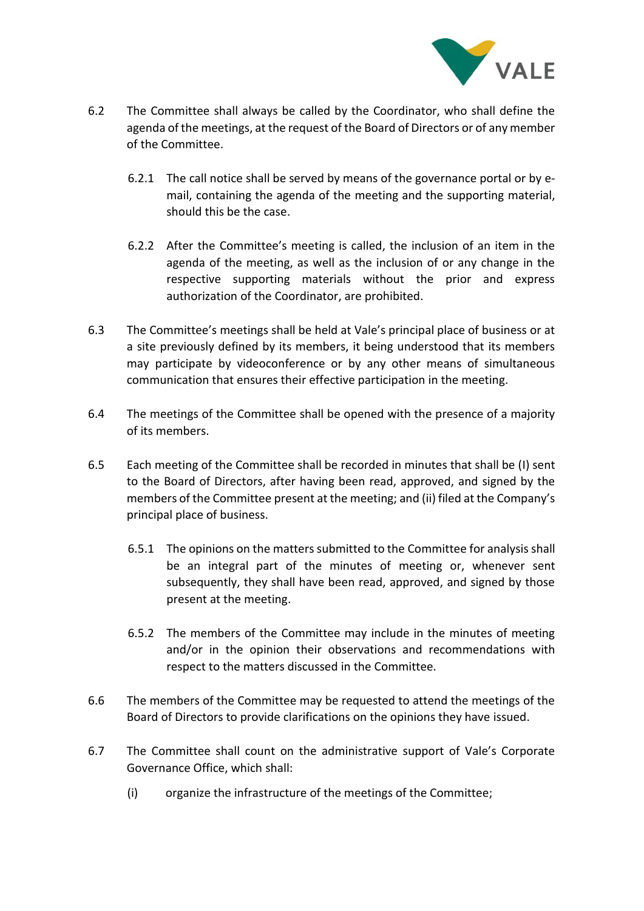6.2 The Committee shall always be called by the Coordinator, who shall define the agenda of the meetings, at the request of the Board of Directors or of any member of the Committee.

6.2.1 The call notice shall be served by means of the governance portal or by e-mail, containing the agenda of the meeting and the supporting material, should this be the case.

6.2.2 After the Committee's meeting is called, the inclusion of an item in the agenda of the meeting, as well as the inclusion of or any change in the respective supporting materials without the prior and express authorization of the Coordinator, are prohibited.

6.3 The Committee's meetings shall be held at Vale's principal place of business or at a site previously defined by its members, it being understood that its members may participate by videoconference or by any other means of simultaneous communication that ensures their effective participation in the meeting.

6.4 The meetings of the Committee shall be opened with the presence of a majority of its members.

6.5 Each meeting of the Committee shall be recorded in minutes that shall be (I) sent to the Board of Directors, after having been read, approved, and signed by the members of the Committee present at the meeting; and (ii) filed at the Company's principal place of business.

6.5.1 The opinions on the matters submitted to the Committee for analysis shall be an integral part of the minutes of meeting or, whenever sent subsequently, they shall have been read, approved, and signed by those present at the meeting.

6.5.2 The members of the Committee may include in the minutes of meeting and/or in the opinion their observations and recommendations with respect to the matters discussed in the Committee.

6.6 The members of the Committee may be requested to attend the meetings of the Board of Directors to provide clarifications on the opinions they have issued.

6.7 The Committee shall count on the administrative support of Vale's Corporate Governance Office, which shall:

(i) organize the infrastructure of the meetings of the Committee;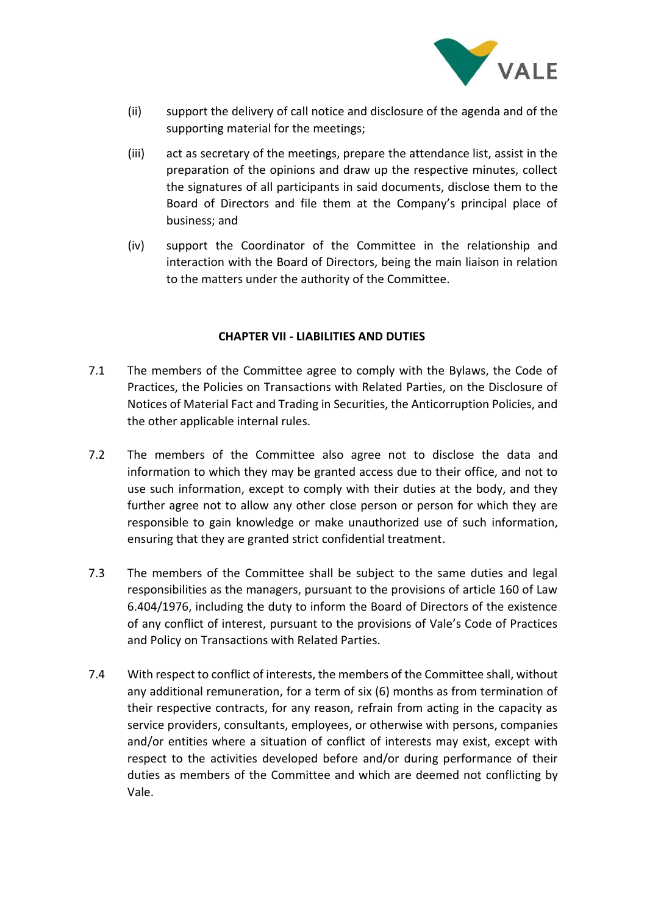(ii) support the delivery of call notice and disclosure of the agenda and of the supporting material for the meetings;

(iii) act as secretary of the meetings, prepare the attendance list, assist in the preparation of the opinions and draw up the respective minutes, collect the signatures of all participants in said documents, disclose them to the Board of Directors and file them at the Company's principal place of business; and

(iv) support the Coordinator of the Committee in the relationship and interaction with the Board of Directors, being the main liaison in relation to the matters under the authority of the Committee.

## CHAPTER VII - LIABILITIES AND DUTIES

7.1 The members of the Committee agree to comply with the Bylaws, the Code of Practices, the Policies on Transactions with Related Parties, on the Disclosure of Notices of Material Fact and Trading in Securities, the Anticorruption Policies, and the other applicable internal rules.

7.2 The members of the Committee also agree not to disclose the data and information to which they may be granted access due to their office, and not to use such information, except to comply with their duties at the body, and they further agree not to allow any other close person or person for which they are responsible to gain knowledge or make unauthorized use of such information, ensuring that they are granted strict confidential treatment.

7.3 The members of the Committee shall be subject to the same duties and legal responsibilities as the managers, pursuant to the provisions of article 160 of Law 6.404/1976, including the duty to inform the Board of Directors of the existence of any conflict of interest, pursuant to the provisions of Vale's Code of Practices and Policy on Transactions with Related Parties.

7.4 With respect to conflict of interests, the members of the Committee shall, without any additional remuneration, for a term of six (6) months as from termination of their respective contracts, for any reason, refrain from acting in the capacity as service providers, consultants, employees, or otherwise with persons, companies and/or entities where a situation of conflict of interests may exist, except with respect to the activities developed before and/or during performance of their duties as members of the Committee and which are deemed not conflicting by Vale.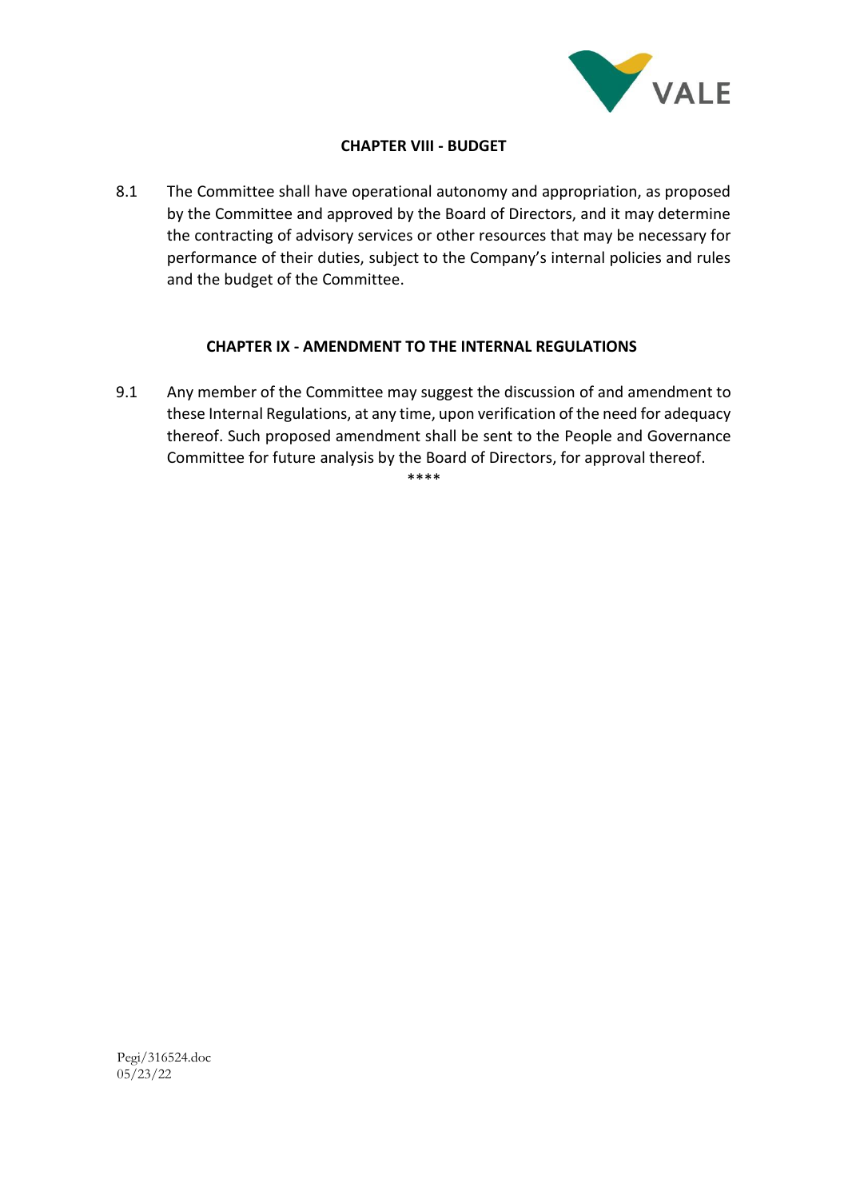## CHAPTER VIII - BUDGET

8.1 The Committee shall have operational autonomy and appropriation, as proposed by the Committee and approved by the Board of Directors, and it may determine the contracting of advisory services or other resources that may be necessary for performance of their duties, subject to the Company's internal policies and rules and the budget of the Committee.

## CHAPTER IX - AMENDMENT TO THE INTERNAL REGULATIONS

9.1 Any member of the Committee may suggest the discussion of and amendment to these Internal Regulations, at any time, upon verification of the need for adequacy thereof. Such proposed amendment shall be sent to the People and Governance Committee for future analysis by the Board of Directors, for approval thereof.

****

Pegi/316524.doc
05/23/22